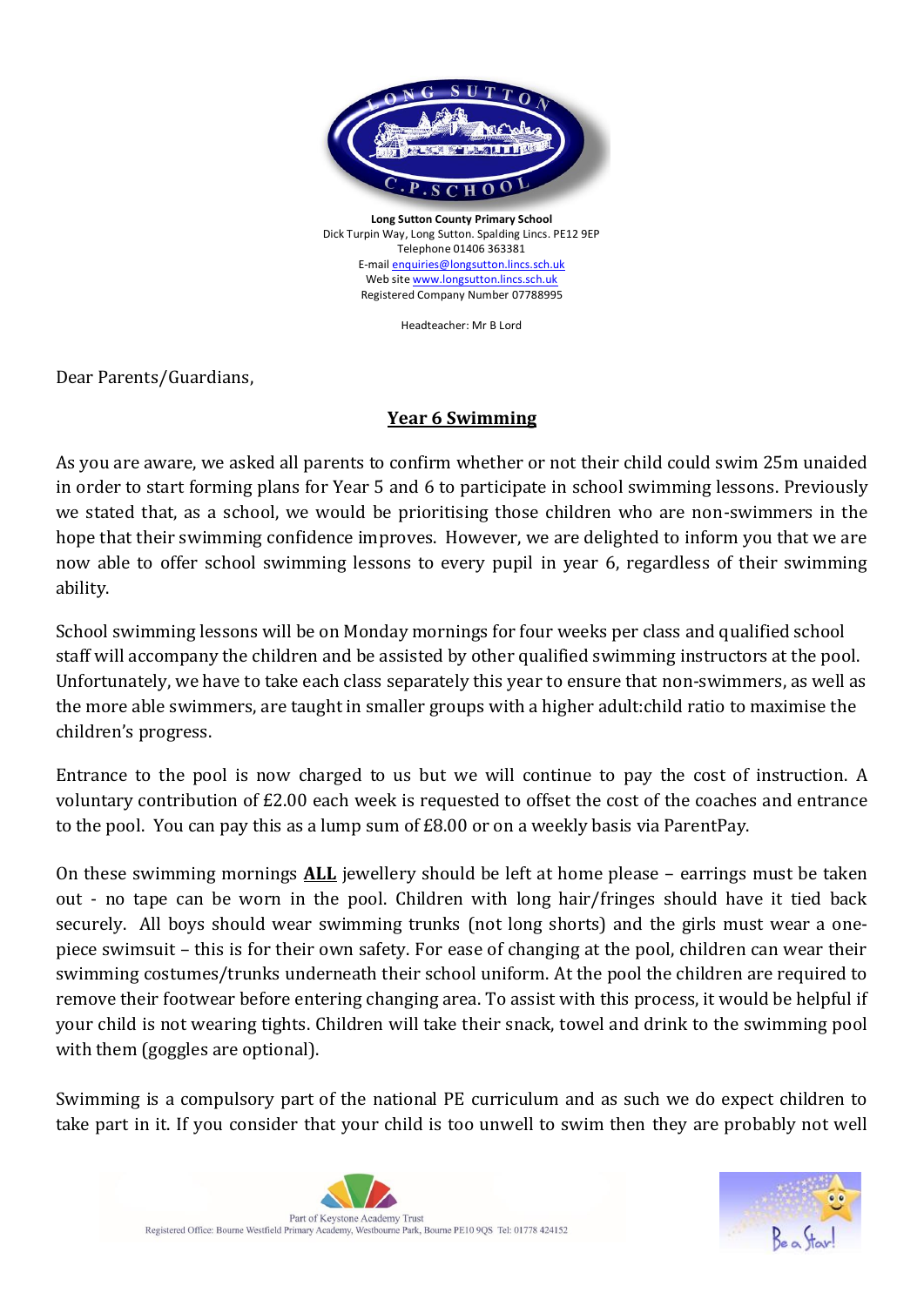**Long Sutton County Primary School**
Dick Turpin Way, Long Sutton. Spalding Lincs. PE12 9EP
Telephone 01406 363381
E-mail enquiries@longsutton.lincs.sch.uk
Web site www.longsutton.lincs.sch.uk
Registered Company Number 07788995

Headteacher: Mr B Lord

Dear Parents/Guardians,

## Year 6 Swimming

As you are aware, we asked all parents to confirm whether or not their child could swim 25m unaided in order to start forming plans for Year 5 and 6 to participate in school swimming lessons. Previously we stated that, as a school, we would be prioritising those children who are non-swimmers in the hope that their swimming confidence improves. However, we are delighted to inform you that we are now able to offer school swimming lessons to every pupil in year 6, regardless of their swimming ability.

School swimming lessons will be on Monday mornings for four weeks per class and qualified school staff will accompany the children and be assisted by other qualified swimming instructors at the pool. Unfortunately, we have to take each class separately this year to ensure that non-swimmers, as well as the more able swimmers, are taught in smaller groups with a higher adult:child ratio to maximise the children's progress.

Entrance to the pool is now charged to us but we will continue to pay the cost of instruction. A voluntary contribution of £2.00 each week is requested to offset the cost of the coaches and entrance to the pool. You can pay this as a lump sum of £8.00 or on a weekly basis via ParentPay.

On these swimming mornings **ALL** jewellery should be left at home please – earrings must be taken out - no tape can be worn in the pool. Children with long hair/fringes should have it tied back securely. All boys should wear swimming trunks (not long shorts) and the girls must wear a one-piece swimsuit – this is for their own safety. For ease of changing at the pool, children can wear their swimming costumes/trunks underneath their school uniform. At the pool the children are required to remove their footwear before entering changing area. To assist with this process, it would be helpful if your child is not wearing tights. Children will take their snack, towel and drink to the swimming pool with them (goggles are optional).

Swimming is a compulsory part of the national PE curriculum and as such we do expect children to take part in it. If you consider that your child is too unwell to swim then they are probably not well

Part of Keystone Academy Trust
Registered Office: Bourne Westfield Primary Academy, Westbourne Park, Bourne PE10 9QS Tel: 01778 424152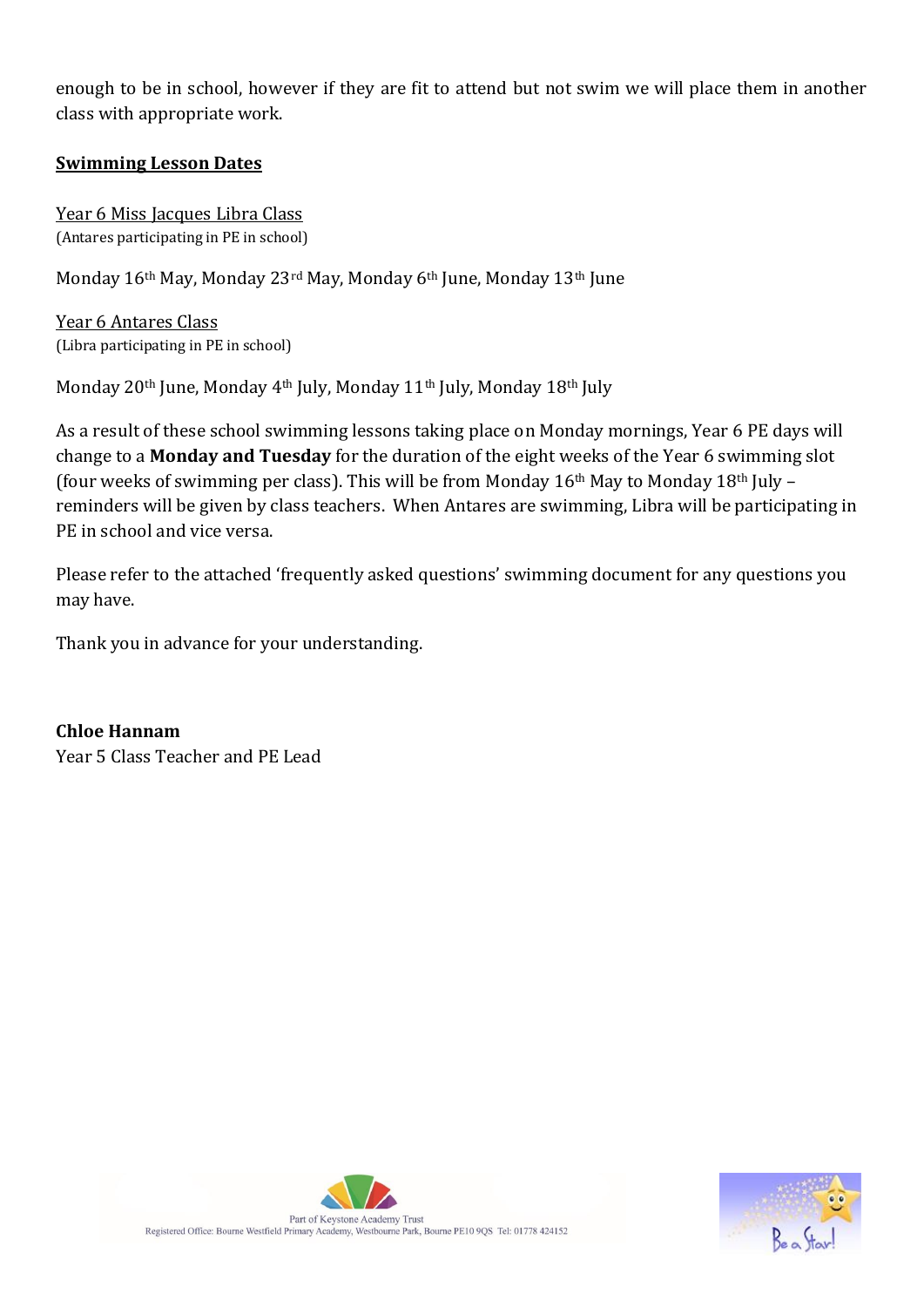enough to be in school, however if they are fit to attend but not swim we will place them in another class with appropriate work.

**Swimming Lesson Dates**

Year 6 Miss Jacques Libra Class
(Antares participating in PE in school)

Monday 16th May, Monday 23rd May, Monday 6th June, Monday 13th June

Year 6 Antares Class
(Libra participating in PE in school)

Monday 20th June, Monday 4th July, Monday 11th July, Monday 18th July

As a result of these school swimming lessons taking place on Monday mornings, Year 6 PE days will change to a **Monday and Tuesday** for the duration of the eight weeks of the Year 6 swimming slot (four weeks of swimming per class). This will be from Monday 16th May to Monday 18th July – reminders will be given by class teachers. When Antares are swimming, Libra will be participating in PE in school and vice versa.

Please refer to the attached 'frequently asked questions' swimming document for any questions you may have.

Thank you in advance for your understanding.

**Chloe Hannam**
Year 5 Class Teacher and PE Lead